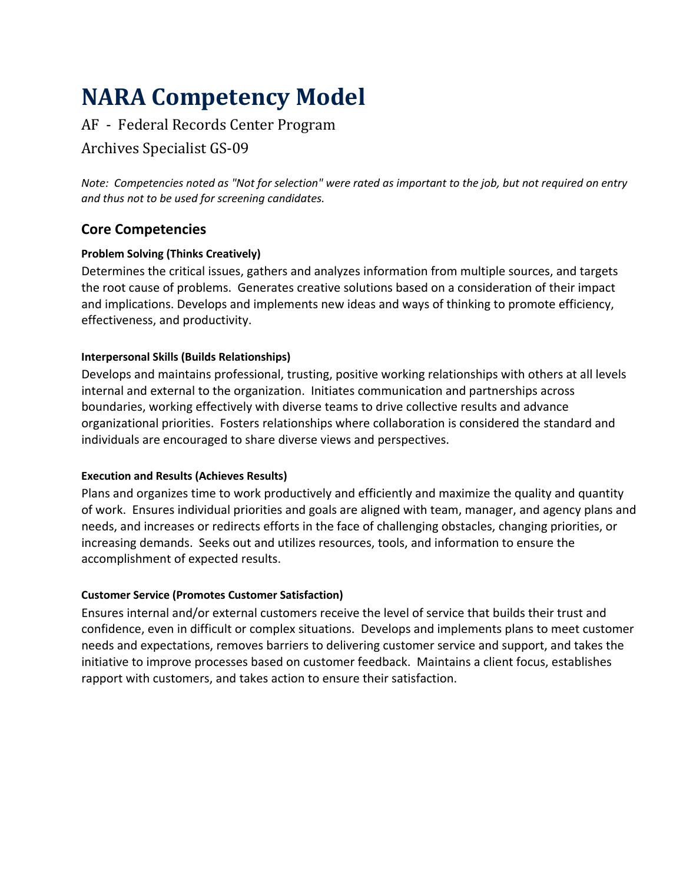# NARA Competency Model

AF - Federal Records Center Program

Archives Specialist GS-09

*Note: Competencies noted as "Not for selection" were rated as important to the job, but not required on entry and thus not to be used for screening candidates.*

## Core Competencies

### Problem Solving (Thinks Creatively)

Determines the critical issues, gathers and analyzes information from multiple sources, and targets the root cause of problems. Generates creative solutions based on a consideration of their impact and implications. Develops and implements new ideas and ways of thinking to promote efficiency, effectiveness, and productivity.

### Interpersonal Skills (Builds Relationships)

Develops and maintains professional, trusting, positive working relationships with others at all levels internal and external to the organization. Initiates communication and partnerships across boundaries, working effectively with diverse teams to drive collective results and advance organizational priorities. Fosters relationships where collaboration is considered the standard and individuals are encouraged to share diverse views and perspectives.

### Execution and Results (Achieves Results)

Plans and organizes time to work productively and efficiently and maximize the quality and quantity of work. Ensures individual priorities and goals are aligned with team, manager, and agency plans and needs, and increases or redirects efforts in the face of challenging obstacles, changing priorities, or increasing demands. Seeks out and utilizes resources, tools, and information to ensure the accomplishment of expected results.

### Customer Service (Promotes Customer Satisfaction)

Ensures internal and/or external customers receive the level of service that builds their trust and confidence, even in difficult or complex situations. Develops and implements plans to meet customer needs and expectations, removes barriers to delivering customer service and support, and takes the initiative to improve processes based on customer feedback. Maintains a client focus, establishes rapport with customers, and takes action to ensure their satisfaction.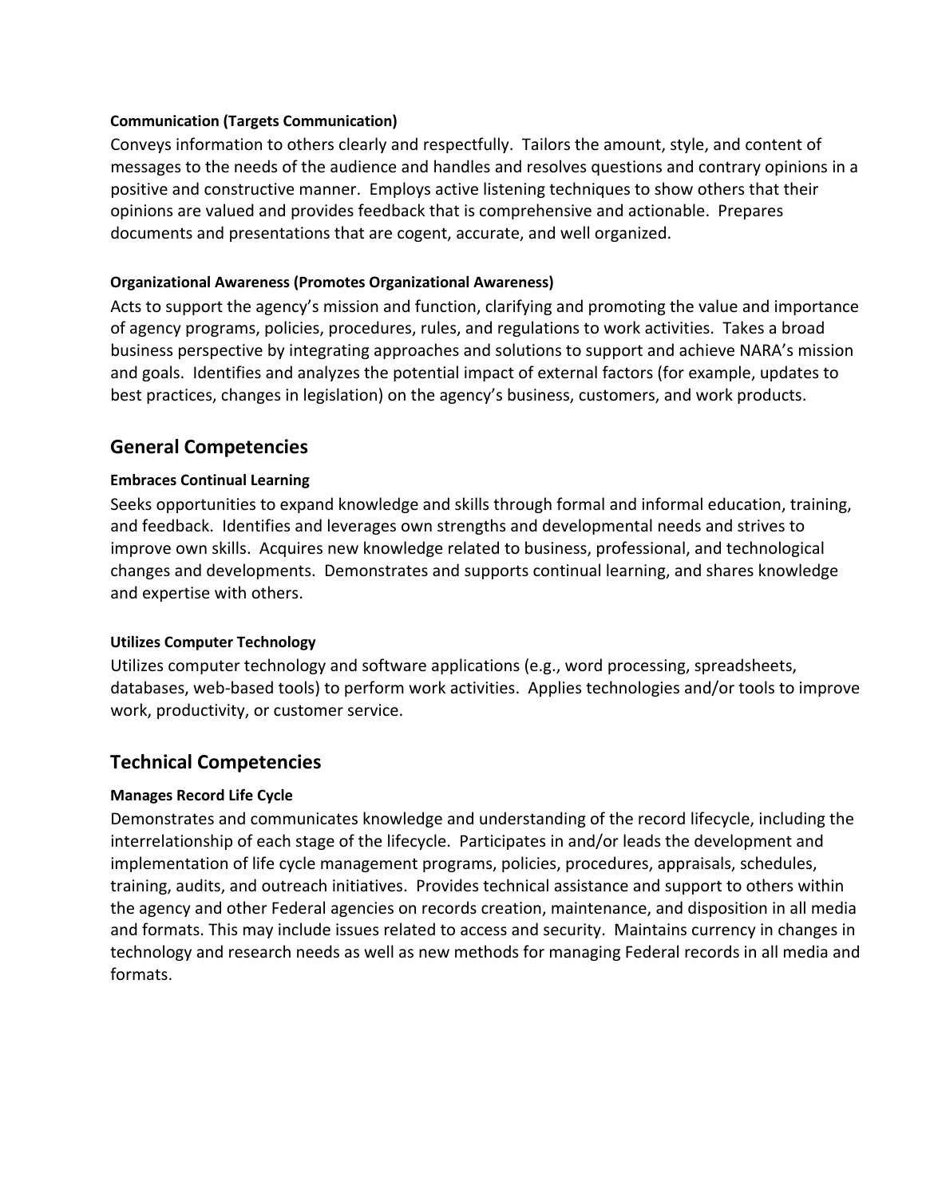#### Communication (Targets Communication)

Conveys information to others clearly and respectfully. Tailors the amount, style, and content of messages to the needs of the audience and handles and resolves questions and contrary opinions in a positive and constructive manner. Employs active listening techniques to show others that their opinions are valued and provides feedback that is comprehensive and actionable. Prepares documents and presentations that are cogent, accurate, and well organized.

#### Organizational Awareness (Promotes Organizational Awareness)

Acts to support the agency's mission and function, clarifying and promoting the value and importance of agency programs, policies, procedures, rules, and regulations to work activities. Takes a broad business perspective by integrating approaches and solutions to support and achieve NARA's mission and goals. Identifies and analyzes the potential impact of external factors (for example, updates to best practices, changes in legislation) on the agency's business, customers, and work products.

## General Competencies

#### Embraces Continual Learning

Seeks opportunities to expand knowledge and skills through formal and informal education, training, and feedback. Identifies and leverages own strengths and developmental needs and strives to improve own skills. Acquires new knowledge related to business, professional, and technological changes and developments. Demonstrates and supports continual learning, and shares knowledge and expertise with others.

#### Utilizes Computer Technology

Utilizes computer technology and software applications (e.g., word processing, spreadsheets, databases, web-based tools) to perform work activities. Applies technologies and/or tools to improve work, productivity, or customer service.

## Technical Competencies

#### Manages Record Life Cycle

Demonstrates and communicates knowledge and understanding of the record lifecycle, including the interrelationship of each stage of the lifecycle. Participates in and/or leads the development and implementation of life cycle management programs, policies, procedures, appraisals, schedules, training, audits, and outreach initiatives. Provides technical assistance and support to others within the agency and other Federal agencies on records creation, maintenance, and disposition in all media and formats. This may include issues related to access and security. Maintains currency in changes in technology and research needs as well as new methods for managing Federal records in all media and formats.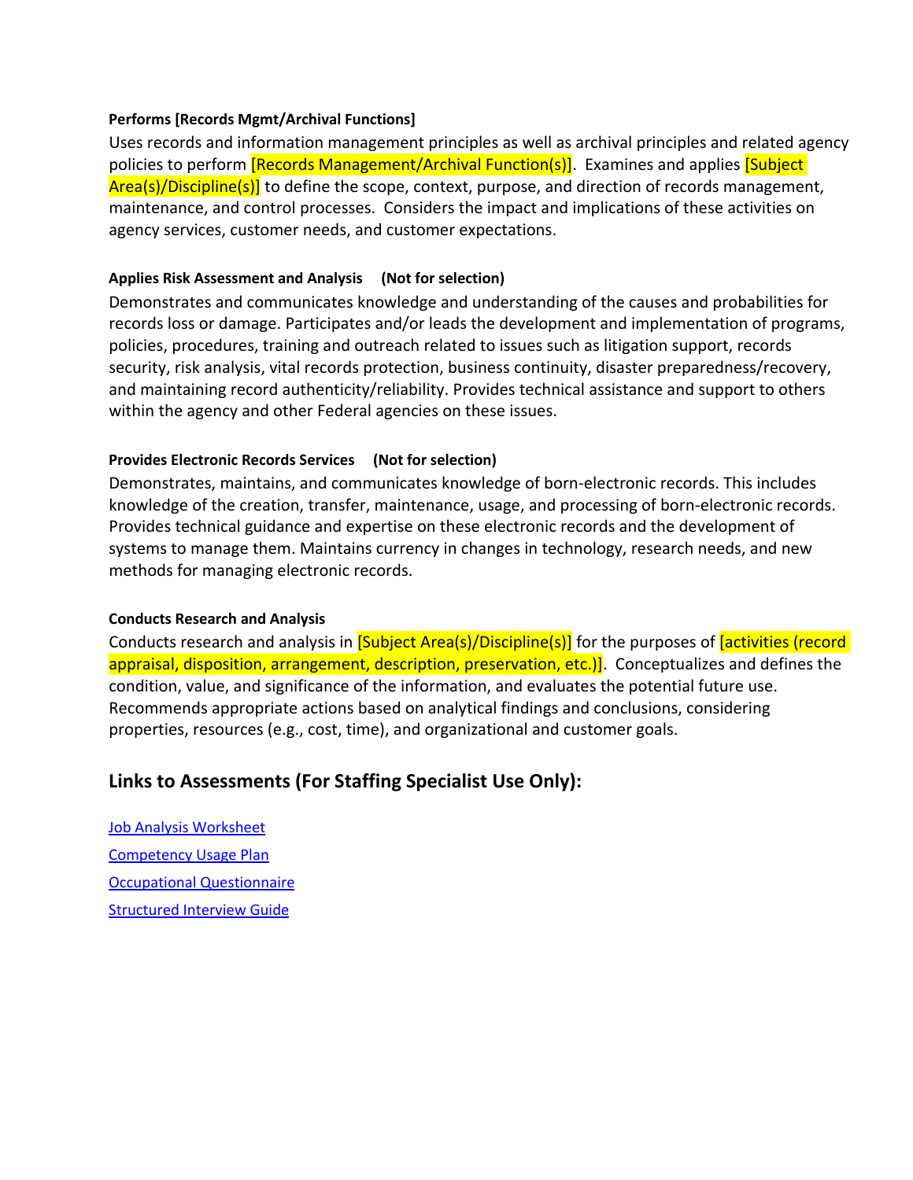**Performs [Records Mgmt/Archival Functions]**

Uses records and information management principles as well as archival principles and related agency policies to perform [Records Management/Archival Function(s)]. Examines and applies [Subject Area(s)/Discipline(s)] to define the scope, context, purpose, and direction of records management, maintenance, and control processes. Considers the impact and implications of these activities on agency services, customer needs, and customer expectations.

**Applies Risk Assessment and Analysis (Not for selection)**

Demonstrates and communicates knowledge and understanding of the causes and probabilities for records loss or damage. Participates and/or leads the development and implementation of programs, policies, procedures, training and outreach related to issues such as litigation support, records security, risk analysis, vital records protection, business continuity, disaster preparedness/recovery, and maintaining record authenticity/reliability. Provides technical assistance and support to others within the agency and other Federal agencies on these issues.

**Provides Electronic Records Services (Not for selection)**

Demonstrates, maintains, and communicates knowledge of born-electronic records. This includes knowledge of the creation, transfer, maintenance, usage, and processing of born-electronic records. Provides technical guidance and expertise on these electronic records and the development of systems to manage them. Maintains currency in changes in technology, research needs, and new methods for managing electronic records.

**Conducts Research and Analysis**

Conducts research and analysis in [Subject Area(s)/Discipline(s)] for the purposes of [activities (record appraisal, disposition, arrangement, description, preservation, etc.)]. Conceptualizes and defines the condition, value, and significance of the information, and evaluates the potential future use. Recommends appropriate actions based on analytical findings and conclusions, considering properties, resources (e.g., cost, time), and organizational and customer goals.

## Links to Assessments (For Staffing Specialist Use Only):

Job Analysis Worksheet

Competency Usage Plan

Occupational Questionnaire

Structured Interview Guide